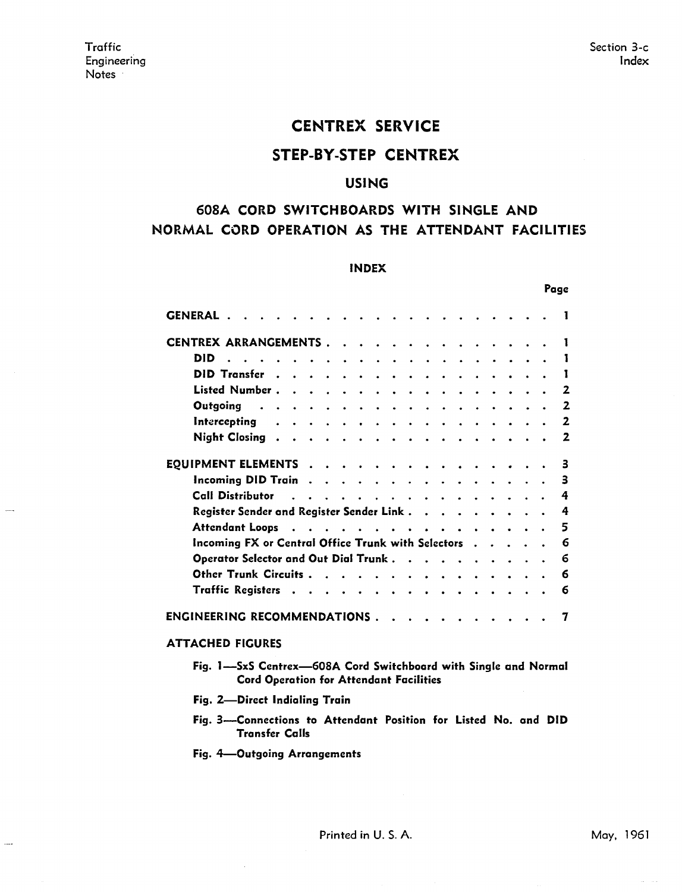# CENTREX SERVICE

## STEP-BY-STEP CENTREX

### USING

### 608A CORD SWITCHBOARDS WITH SINGLE AND NORMAL CORD OPERATION AS THE ATTENDANT FACILITIES

#### INDEX

| | Page |
|---|---|
| GENERAL | 1 |
| CENTREX ARRANGEMENTS | 1 |
| DID | 1 |
| DID Transfer | 1 |
| Listed Number | 2 |
| Outgoing | 2 |
| Intercepting | 2 |
| Night Closing | 2 |
| EQUIPMENT ELEMENTS | 3 |
| Incoming DID Train | 3 |
| Call Distributor | 4 |
| Register Sender and Register Sender Link | 4 |
| Attendant Loops | 5 |
| Incoming FX or Central Office Trunk with Selectors | 6 |
| Operator Selector and Out Dial Trunk | 6 |
| Other Trunk Circuits | 6 |
| Traffic Registers | 6 |
| ENGINEERING RECOMMENDATIONS | 7 |

ATTACHED FIGURES

- Fig. 1—SxS Centrex—608A Cord Switchboard with Single and Normal Cord Operation for Attendant Facilities
- Fig. 2—Direct Indialing Train
- Fig. 3—Connections to Attendant Position for Listed No. and DID Transfer Calls
- Fig. 4—Outgoing Arrangements

Printed in U. S. A. May, 1961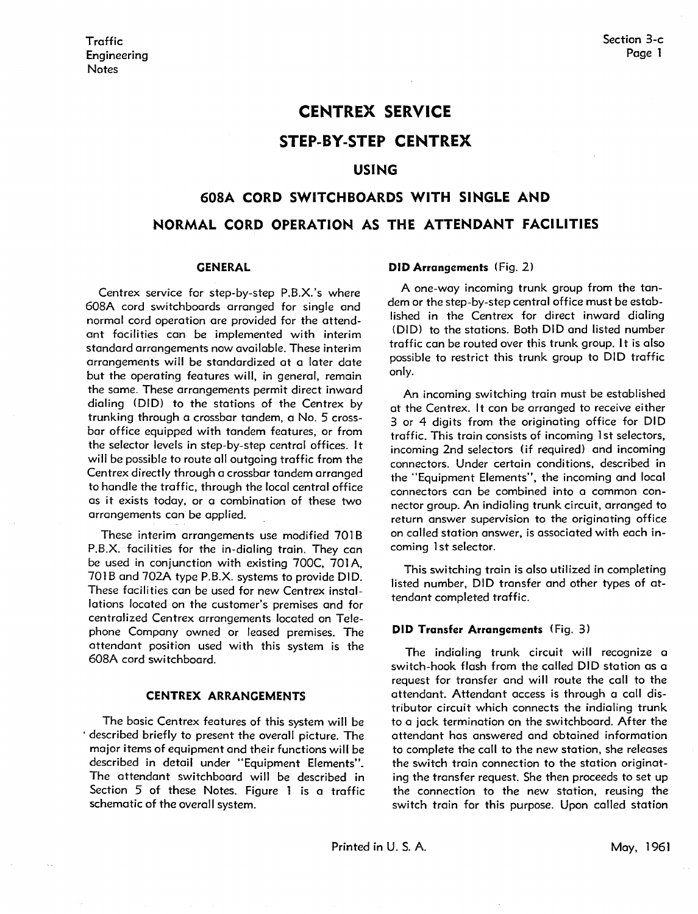# CENTREX SERVICE

## STEP-BY-STEP CENTREX

### USING

### 608A CORD SWITCHBOARDS WITH SINGLE AND NORMAL CORD OPERATION AS THE ATTENDANT FACILITIES

#### GENERAL

Centrex service for step-by-step P.B.X.'s where 608A cord switchboards arranged for single and normal cord operation are provided for the attendant facilities can be implemented with interim standard arrangements now available. These interim arrangements will be standardized at a later date but the operating features will, in general, remain the same. These arrangements permit direct inward dialing (DID) to the stations of the Centrex by trunking through a crossbar tandem, a No. 5 crossbar office equipped with tandem features, or from the selector levels in step-by-step central offices. It will be possible to route all outgoing traffic from the Centrex directly through a crossbar tandem arranged to handle the traffic, through the local central office as it exists today, or a combination of these two arrangements can be applied.

These interim arrangements use modified 701B P.B.X. facilities for the in-dialing train. They can be used in conjunction with existing 700C, 701A, 701B and 702A type P.B.X. systems to provide DID. These facilities can be used for new Centrex installations located on the customer's premises and for centralized Centrex arrangements located on Telephone Company owned or leased premises. The attendant position used with this system is the 608A cord switchboard.

#### CENTREX ARRANGEMENTS

The basic Centrex features of this system will be described briefly to present the overall picture. The major items of equipment and their functions will be described in detail under "Equipment Elements". The attendant switchboard will be described in Section 5 of these Notes. Figure 1 is a traffic schematic of the overall system.

**DID Arrangements** (Fig. 2)

A one-way incoming trunk group from the tandem or the step-by-step central office must be established in the Centrex for direct inward dialing (DID) to the stations. Both DID and listed number traffic can be routed over this trunk group. It is also possible to restrict this trunk group to DID traffic only.

An incoming switching train must be established at the Centrex. It can be arranged to receive either 3 or 4 digits from the originating office for DID traffic. This train consists of incoming 1st selectors, incoming 2nd selectors (if required) and incoming connectors. Under certain conditions, described in the "Equipment Elements", the incoming and local connectors can be combined into a common connector group. An indialing trunk circuit, arranged to return answer supervision to the originating office on called station answer, is associated with each incoming 1st selector.

This switching train is also utilized in completing listed number, DID transfer and other types of attendant completed traffic.

**DID Transfer Arrangements** (Fig. 3)

The indialing trunk circuit will recognize a switch-hook flash from the called DID station as a request for transfer and will route the call to the attendant. Attendant access is through a call distributor circuit which connects the indialing trunk to a jack termination on the switchboard. After the attendant has answered and obtained information to complete the call to the new station, she releases the switch train connection to the station originating the transfer request. She then proceeds to set up the connection to the new station, reusing the switch train for this purpose. Upon called station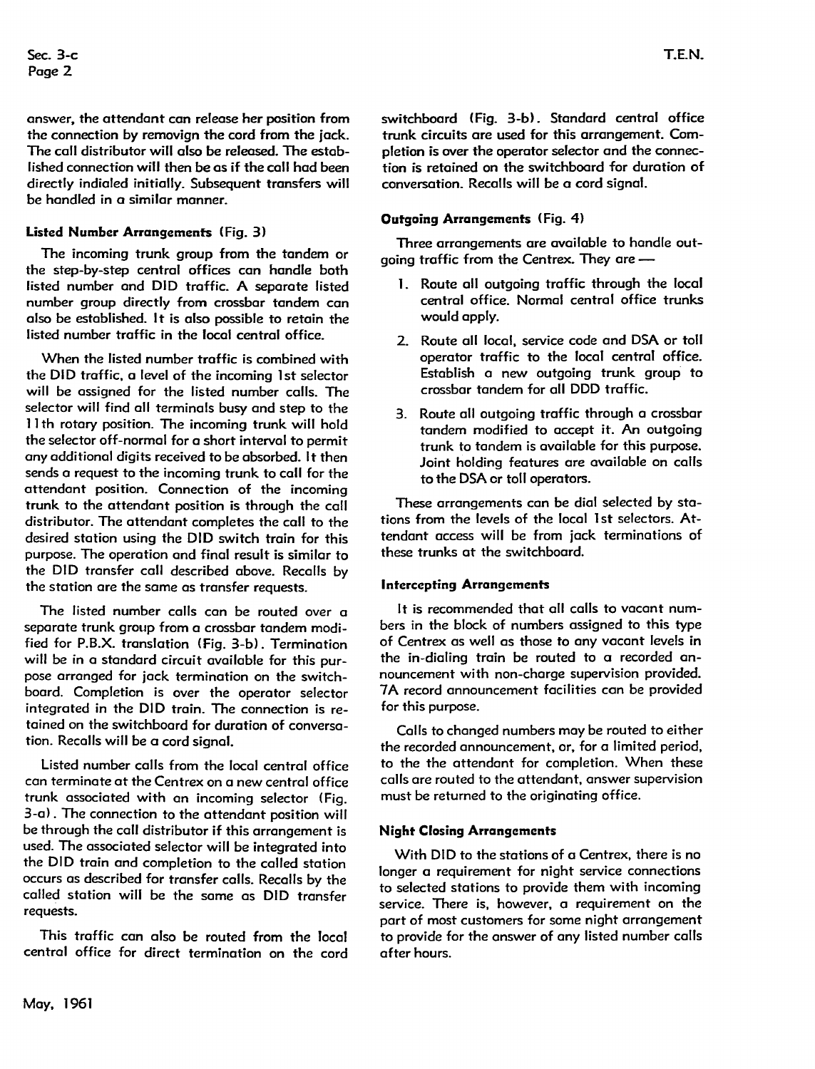answer, the attendant can release her position from the connection by removign the cord from the jack. The call distributor will also be released. The established connection will then be as if the call had been directly indialed initially. Subsequent transfers will be handled in a similar manner.

### Listed Number Arrangements (Fig. 3)

The incoming trunk group from the tandem or the step-by-step central offices can handle both listed number and DID traffic. A separate listed number group directly from crossbar tandem can also be established. It is also possible to retain the listed number traffic in the local central office.

When the listed number traffic is combined with the DID traffic, a level of the incoming 1st selector will be assigned for the listed number calls. The selector will find all terminals busy and step to the 11th rotary position. The incoming trunk will hold the selector off-normal for a short interval to permit any additional digits received to be absorbed. It then sends a request to the incoming trunk to call for the attendant position. Connection of the incoming trunk to the attendant position is through the call distributor. The attendant completes the call to the desired station using the DID switch train for this purpose. The operation and final result is similar to the DID transfer call described above. Recalls by the station are the same as transfer requests.

The listed number calls can be routed over a separate trunk group from a crossbar tandem modified for P.B.X. translation (Fig. 3-b). Termination will be in a standard circuit available for this purpose arranged for jack termination on the switchboard. Completion is over the operator selector integrated in the DID train. The connection is retained on the switchboard for duration of conversation. Recalls will be a cord signal.

Listed number calls from the local central office can terminate at the Centrex on a new central office trunk associated with an incoming selector (Fig. 3-a). The connection to the attendant position will be through the call distributor if this arrangement is used. The associated selector will be integrated into the DID train and completion to the called station occurs as described for transfer calls. Recalls by the called station will be the same as DID transfer requests.

This traffic can also be routed from the local central office for direct termination on the cord switchboard (Fig. 3-b). Standard central office trunk circuits are used for this arrangement. Completion is over the operator selector and the connection is retained on the switchboard for duration of conversation. Recalls will be a cord signal.

### Outgoing Arrangements (Fig. 4)

Three arrangements are available to handle outgoing traffic from the Centrex. They are —

1. Route all outgoing traffic through the local central office. Normal central office trunks would apply.
2. Route all local, service code and DSA or toll operator traffic to the local central office. Establish a new outgoing trunk group to crossbar tandem for all DDD traffic.
3. Route all outgoing traffic through a crossbar tandem modified to accept it. An outgoing trunk to tandem is available for this purpose. Joint holding features are available on calls to the DSA or toll operators.

These arrangements can be dial selected by stations from the levels of the local 1st selectors. Attendant access will be from jack terminations of these trunks at the switchboard.

### Intercepting Arrangements

It is recommended that all calls to vacant numbers in the block of numbers assigned to this type of Centrex as well as those to any vacant levels in the in-dialing train be routed to a recorded announcement with non-charge supervision provided. 7A record announcement facilities can be provided for this purpose.

Calls to changed numbers may be routed to either the recorded announcement, or, for a limited period, to the the attendant for completion. When these calls are routed to the attendant, answer supervision must be returned to the originating office.

### Night Closing Arrangements

With DID to the stations of a Centrex, there is no longer a requirement for night service connections to selected stations to provide them with incoming service. There is, however, a requirement on the part of most customers for some night arrangement to provide for the answer of any listed number calls after hours.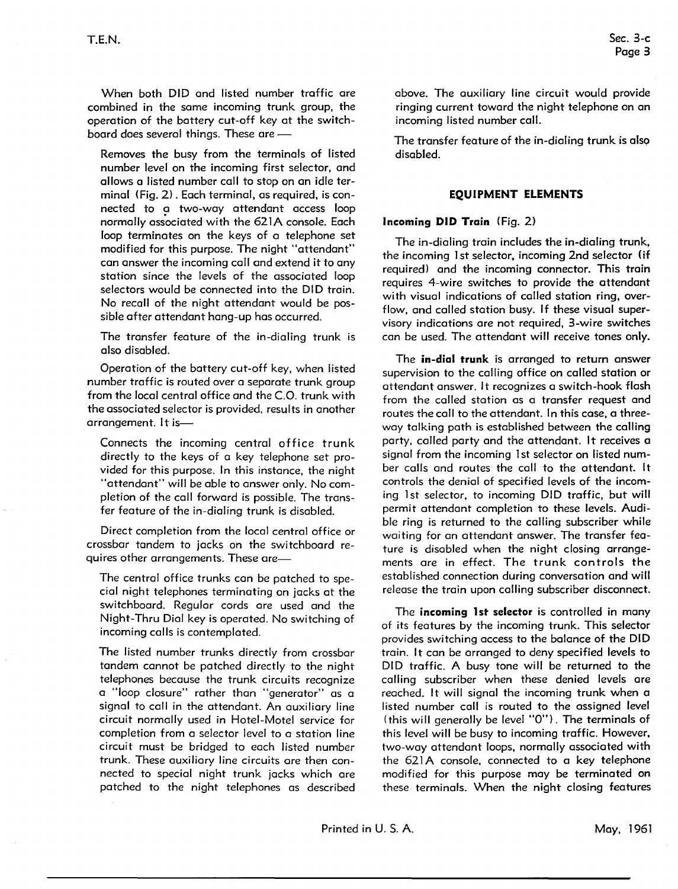When both DID and listed number traffic are combined in the same incoming trunk group, the operation of the battery cut-off key at the switchboard does several things. These are —

Removes the busy from the terminals of listed number level on the incoming first selector, and allows a listed number call to stop on an idle terminal (Fig. 2). Each terminal, as required, is connected to a two-way attendant access loop normally associated with the 621A console. Each loop terminates on the keys of a telephone set modified for this purpose. The night "attendant" can answer the incoming call and extend it to any station since the levels of the associated loop selectors would be connected into the DID train. No recall of the night attendant would be possible after attendant hang-up has occurred.

The transfer feature of the in-dialing trunk is also disabled.

Operation of the battery cut-off key, when listed number traffic is routed over a separate trunk group from the local central office and the C.O. trunk with the associated selector is provided, results in another arrangement. It is—

Connects the incoming central office trunk directly to the keys of a key telephone set provided for this purpose. In this instance, the night "attendant" will be able to answer only. No completion of the call forward is possible. The transfer feature of the in-dialing trunk is disabled.

Direct completion from the local central office or crossbar tandem to jacks on the switchboard requires other arrangements. These are—

The central office trunks can be patched to special night telephones terminating on jacks at the switchboard. Regular cords are used and the Night-Thru Dial key is operated. No switching of incoming calls is contemplated.

The listed number trunks directly from crossbar tandem cannot be patched directly to the night telephones because the trunk circuits recognize a "loop closure" rather than "generator" as a signal to call in the attendant. An auxiliary line circuit normally used in Hotel-Motel service for completion from a selector level to a station line circuit must be bridged to each listed number trunk. These auxiliary line circuits are then connected to special night trunk jacks which are patched to the night telephones as described above. The auxiliary line circuit would provide ringing current toward the night telephone on an incoming listed number call.

The transfer feature of the in-dialing trunk is also disabled.

## EQUIPMENT ELEMENTS

**Incoming DID Train** (Fig. 2)

The in-dialing train includes the in-dialing trunk, the incoming 1st selector, incoming 2nd selector (if required) and the incoming connector. This train requires 4-wire switches to provide the attendant with visual indications of called station ring, overflow, and called station busy. If these visual supervisory indications are not required, 3-wire switches can be used. The attendant will receive tones only.

The **in-dial trunk** is arranged to return answer supervision to the calling office on called station or attendant answer. It recognizes a switch-hook flash from the called station as a transfer request and routes the call to the attendant. In this case, a three-way talking path is established between the calling party, called party and the attendant. It receives a signal from the incoming 1st selector on listed number calls and routes the call to the attendant. It controls the denial of specified levels of the incoming 1st selector, to incoming DID traffic, but will permit attendant completion to these levels. Audible ring is returned to the calling subscriber while waiting for an attendant answer. The transfer feature is disabled when the night closing arrangements are in effect. The trunk controls the established connection during conversation and will release the train upon calling subscriber disconnect.

The **incoming 1st selector** is controlled in many of its features by the incoming trunk. This selector provides switching access to the balance of the DID train. It can be arranged to deny specified levels to DID traffic. A busy tone will be returned to the calling subscriber when these denied levels are reached. It will signal the incoming trunk when a listed number call is routed to the assigned level (this will generally be level "0"). The terminals of this level will be busy to incoming traffic. However, two-way attendant loops, normally associated with the 621A console, connected to a key telephone modified for this purpose may be terminated on these terminals. When the night closing features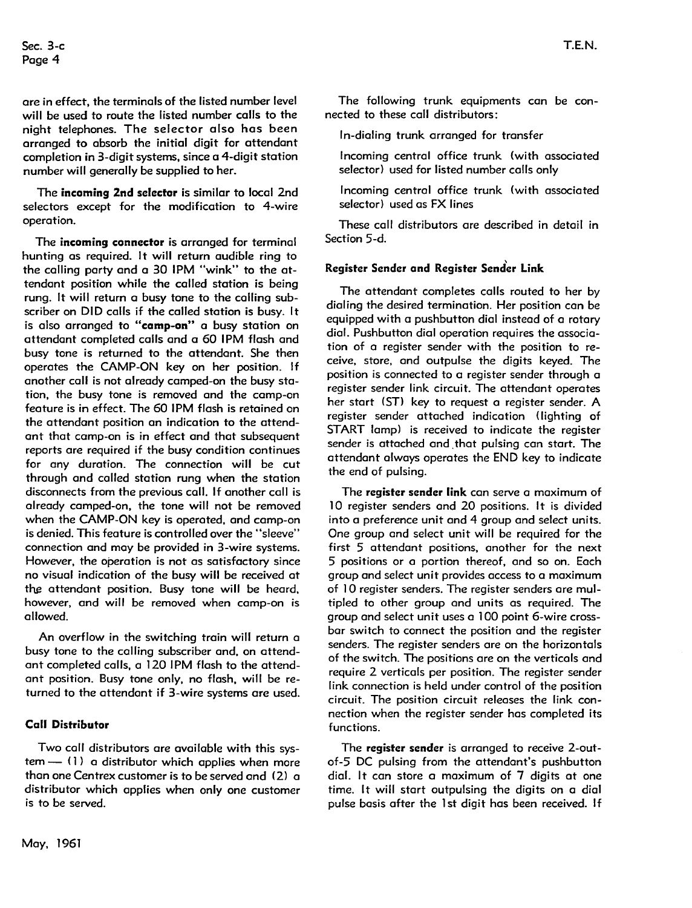are in effect, the terminals of the listed number level will be used to route the listed number calls to the night telephones. The selector also has been arranged to absorb the initial digit for attendant completion in 3-digit systems, since a 4-digit station number will generally be supplied to her.

The **incoming 2nd selector** is similar to local 2nd selectors except for the modification to 4-wire operation.

The **incoming connector** is arranged for terminal hunting as required. It will return audible ring to the calling party and a 30 IPM "wink" to the attendant position while the called station is being rung. It will return a busy tone to the calling subscriber on DID calls if the called station is busy. It is also arranged to **"camp-on"** a busy station on attendant completed calls and a 60 IPM flash and busy tone is returned to the attendant. She then operates the CAMP-ON key on her position. If another call is not already camped-on the busy station, the busy tone is removed and the camp-on feature is in effect. The 60 IPM flash is retained on the attendant position an indication to the attendant that camp-on is in effect and that subsequent reports are required if the busy condition continues for any duration. The connection will be cut through and called station rung when the station disconnects from the previous call. If another call is already camped-on, the tone will not be removed when the CAMP-ON key is operated, and camp-on is denied. This feature is controlled over the "sleeve" connection and may be provided in 3-wire systems. However, the operation is not as satisfactory since no visual indication of the busy will be received at the attendant position. Busy tone will be heard, however, and will be removed when camp-on is allowed.

An overflow in the switching train will return a busy tone to the calling subscriber and, on attendant completed calls, a 120 IPM flash to the attendant position. Busy tone only, no flash, will be returned to the attendant if 3-wire systems are used.

### Call Distributor

Two call distributors are available with this system — (1) a distributor which applies when more than one Centrex customer is to be served and (2) a distributor which applies when only one customer is to be served.

The following trunk equipments can be connected to these call distributors:

In-dialing trunk arranged for transfer

Incoming central office trunk (with associated selector) used for listed number calls only

Incoming central office trunk (with associated selector) used as FX lines

These call distributors are described in detail in Section 5-d.

### Register Sender and Register Sender Link

The attendant completes calls routed to her by dialing the desired termination. Her position can be equipped with a pushbutton dial instead of a rotary dial. Pushbutton dial operation requires the association of a register sender with the position to receive, store, and outpulse the digits keyed. The position is connected to a register sender through a register sender link circuit. The attendant operates her start (ST) key to request a register sender. A register sender attached indication (lighting of START lamp) is received to indicate the register sender is attached and that pulsing can start. The attendant always operates the END key to indicate the end of pulsing.

The **register sender link** can serve a maximum of 10 register senders and 20 positions. It is divided into a preference unit and 4 group and select units. One group and select unit will be required for the first 5 attendant positions, another for the next 5 positions or a portion thereof, and so on. Each group and select unit provides access to a maximum of 10 register senders. The register senders are multipled to other group and units as required. The group and select unit uses a 100 point 6-wire crossbar switch to connect the position and the register senders. The register senders are on the horizontals of the switch. The positions are on the verticals and require 2 verticals per position. The register sender link connection is held under control of the position circuit. The position circuit releases the link connection when the register sender has completed its functions.

The **register sender** is arranged to receive 2-out-of-5 DC pulsing from the attendant's pushbutton dial. It can store a maximum of 7 digits at one time. It will start outpulsing the digits on a dial pulse basis after the 1st digit has been received. If

May, 1961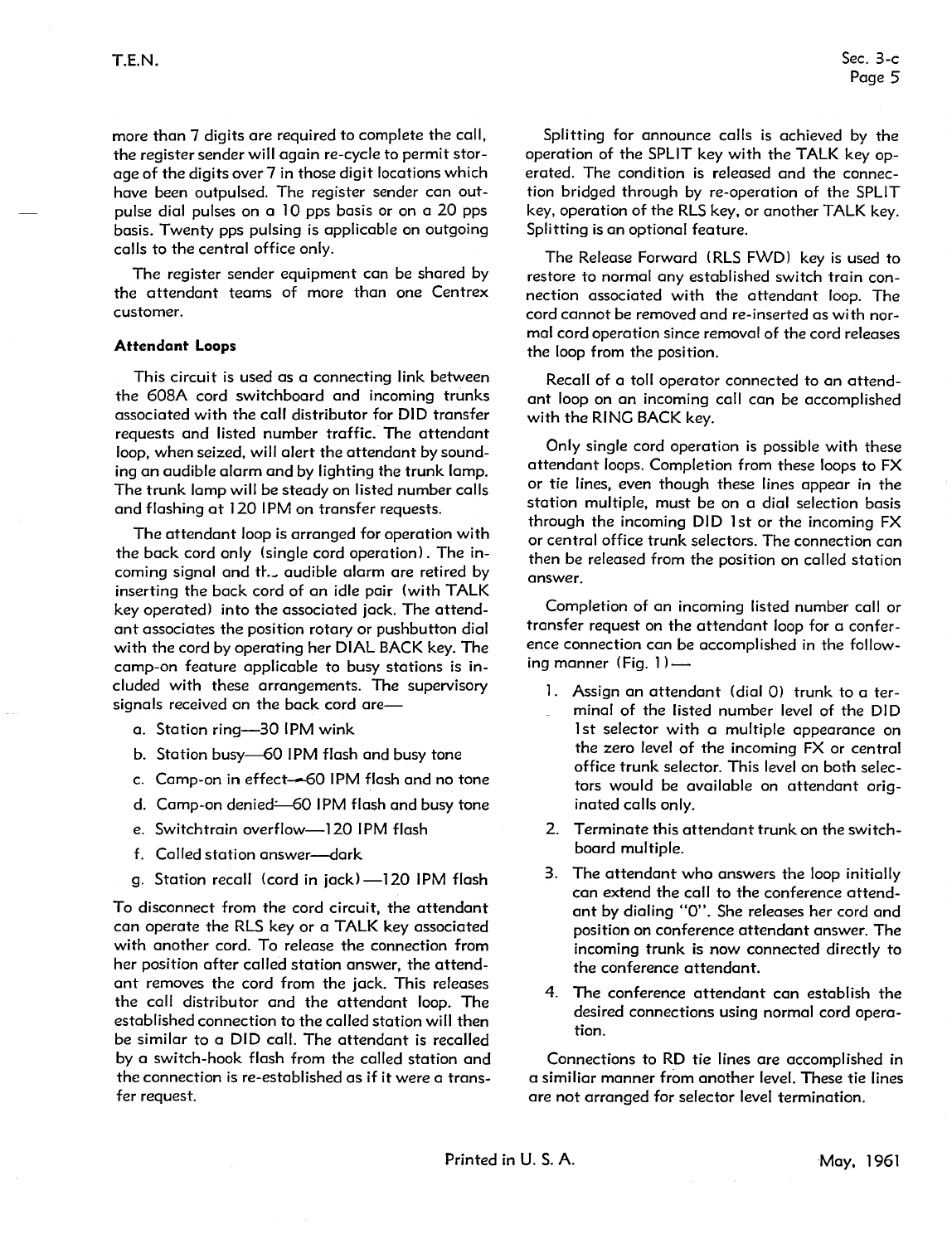more than 7 digits are required to complete the call, the register sender will again re-cycle to permit storage of the digits over 7 in those digit locations which have been outpulsed. The register sender can outpulse dial pulses on a 10 pps basis or on a 20 pps basis. Twenty pps pulsing is applicable on outgoing calls to the central office only.

The register sender equipment can be shared by the attendant teams of more than one Centrex customer.

**Attendant Loops**

This circuit is used as a connecting link between the 608A cord switchboard and incoming trunks associated with the call distributor for DID transfer requests and listed number traffic. The attendant loop, when seized, will alert the attendant by sounding an audible alarm and by lighting the trunk lamp. The trunk lamp will be steady on listed number calls and flashing at 120 IPM on transfer requests.

The attendant loop is arranged for operation with the back cord only (single cord operation). The incoming signal and the audible alarm are retired by inserting the back cord of an idle pair (with TALK key operated) into the associated jack. The attendant associates the position rotary or pushbutton dial with the cord by operating her DIAL BACK key. The camp-on feature applicable to busy stations is included with these arrangements. The supervisory signals received on the back cord are—

a. Station ring—30 IPM wink
b. Station busy—60 IPM flash and busy tone
c. Camp-on in effect—60 IPM flash and no tone
d. Camp-on denied—60 IPM flash and busy tone
e. Switchtrain overflow—120 IPM flash
f. Called station answer—dark
g. Station recall (cord in jack)—120 IPM flash

To disconnect from the cord circuit, the attendant can operate the RLS key or a TALK key associated with another cord. To release the connection from her position after called station answer, the attendant removes the cord from the jack. This releases the call distributor and the attendant loop. The established connection to the called station will then be similar to a DID call. The attendant is recalled by a switch-hook flash from the called station and the connection is re-established as if it were a transfer request.

Splitting for announce calls is achieved by the operation of the SPLIT key with the TALK key operated. The condition is released and the connection bridged through by re-operation of the SPLIT key, operation of the RLS key, or another TALK key. Splitting is an optional feature.

The Release Forward (RLS FWD) key is used to restore to normal any established switch train connection associated with the attendant loop. The cord cannot be removed and re-inserted as with normal cord operation since removal of the cord releases the loop from the position.

Recall of a toll operator connected to an attendant loop on an incoming call can be accomplished with the RING BACK key.

Only single cord operation is possible with these attendant loops. Completion from these loops to FX or tie lines, even though these lines appear in the station multiple, must be on a dial selection basis through the incoming DID 1st or the incoming FX or central office trunk selectors. The connection can then be released from the position on called station answer.

Completion of an incoming listed number call or transfer request on the attendant loop for a conference connection can be accomplished in the following manner (Fig. 1)—

1. Assign an attendant (dial 0) trunk to a terminal of the listed number level of the DID 1st selector with a multiple appearance on the zero level of the incoming FX or central office trunk selector. This level on both selectors would be available on attendant originated calls only.
2. Terminate this attendant trunk on the switchboard multiple.
3. The attendant who answers the loop initially can extend the call to the conference attendant by dialing "0". She releases her cord and position on conference attendant answer. The incoming trunk is now connected directly to the conference attendant.
4. The conference attendant can establish the desired connections using normal cord operation.

Connections to RD tie lines are accomplished in a similiar manner from another level. These tie lines are not arranged for selector level termination.

Printed in U. S. A. May, 1961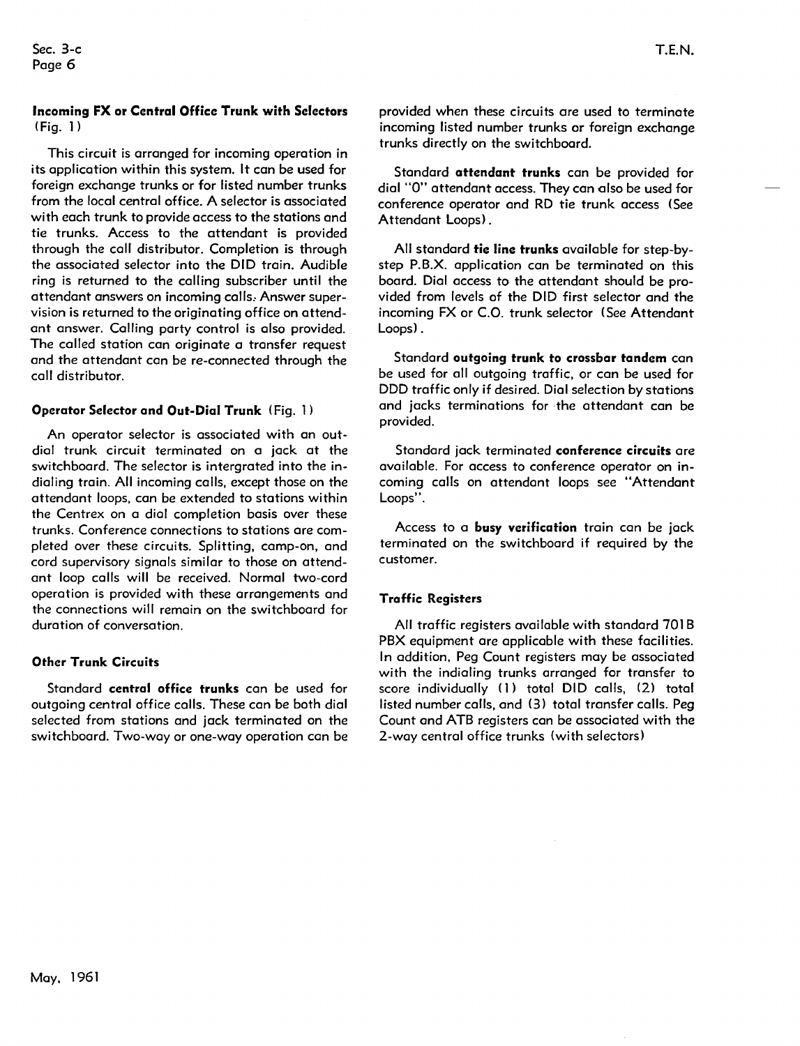### Incoming FX or Central Office Trunk with Selectors (Fig. 1)

This circuit is arranged for incoming operation in its application within this system. It can be used for foreign exchange trunks or for listed number trunks from the local central office. A selector is associated with each trunk to provide access to the stations and tie trunks. Access to the attendant is provided through the call distributor. Completion is through the associated selector into the DID train. Audible ring is returned to the calling subscriber until the attendant answers on incoming calls. Answer supervision is returned to the originating office on attendant answer. Calling party control is also provided. The called station can originate a transfer request and the attendant can be re-connected through the call distributor.

### Operator Selector and Out-Dial Trunk (Fig. 1)

An operator selector is associated with an out-dial trunk circuit terminated on a jack at the switchboard. The selector is intergrated into the in-dialing train. All incoming calls, except those on the attendant loops, can be extended to stations within the Centrex on a dial completion basis over these trunks. Conference connections to stations are completed over these circuits. Splitting, camp-on, and cord supervisory signals similar to those on attendant loop calls will be received. Normal two-cord operation is provided with these arrangements and the connections will remain on the switchboard for duration of conversation.

### Other Trunk Circuits

Standard **central office trunks** can be used for outgoing central office calls. These can be both dial selected from stations and jack terminated on the switchboard. Two-way or one-way operation can be provided when these circuits are used to terminate incoming listed number trunks or foreign exchange trunks directly on the switchboard.

Standard **attendant trunks** can be provided for dial "0" attendant access. They can also be used for conference operator and RD tie trunk access (See Attendant Loops).

All standard **tie line trunks** available for step-by-step P.B.X. application can be terminated on this board. Dial access to the attendant should be provided from levels of the DID first selector and the incoming FX or C.O. trunk selector (See Attendant Loops).

Standard **outgoing trunk to crossbar tandem** can be used for all outgoing traffic, or can be used for DDD traffic only if desired. Dial selection by stations and jacks terminations for the attendant can be provided.

Standard jack terminated **conference circuits** are available. For access to conference operator on incoming calls on attendant loops see "Attendant Loops".

Access to a **busy verification** train can be jack terminated on the switchboard if required by the customer.

### Traffic Registers

All traffic registers available with standard 701B PBX equipment are applicable with these facilities. In addition, Peg Count registers may be associated with the indialing trunks arranged for transfer to score individually (1) total DID calls, (2) total listed number calls, and (3) total transfer calls. Peg Count and ATB registers can be associated with the 2-way central office trunks (with selectors)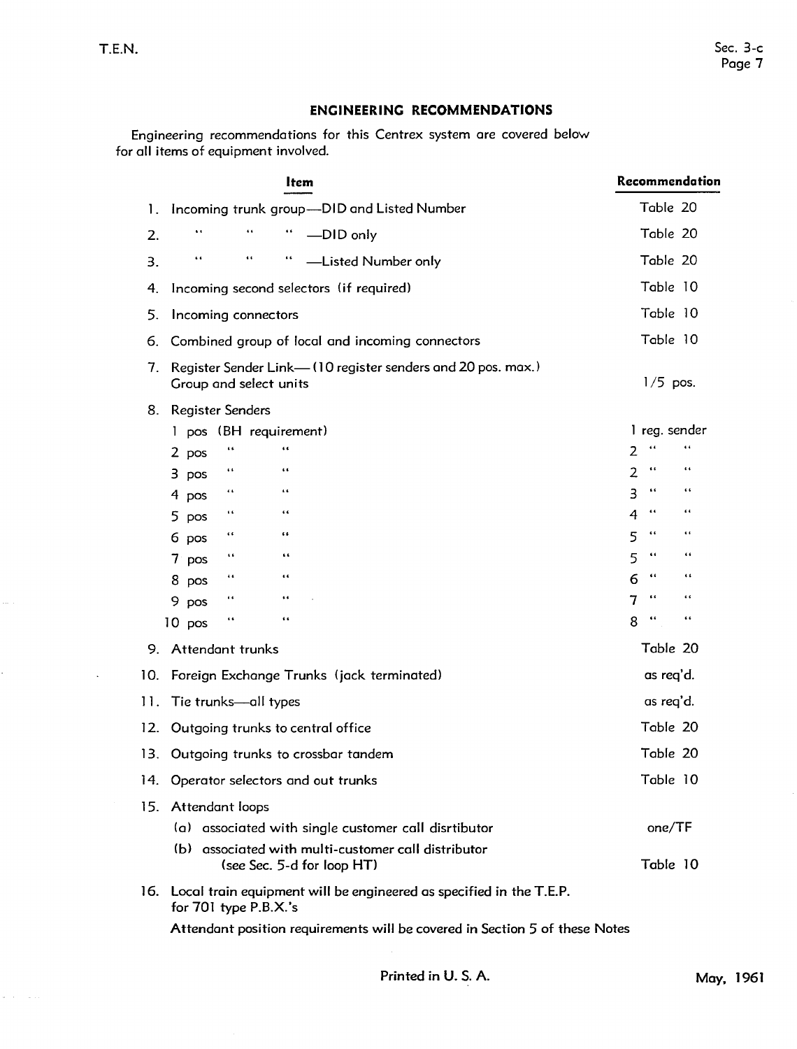## ENGINEERING RECOMMENDATIONS

Engineering recommendations for this Centrex system are covered below for all items of equipment involved.

| | Item | Recommendation |
|---|---|---|
| 1. | Incoming trunk group—DID and Listed Number | Table 20 |
| 2. | " " " —DID only | Table 20 |
| 3. | " " " —Listed Number only | Table 20 |
| 4. | Incoming second selectors (if required) | Table 10 |
| 5. | Incoming connectors | Table 10 |
| 6. | Combined group of local and incoming connectors | Table 10 |
| 7. | Register Sender Link—(10 register senders and 20 pos. max.) Group and select units | 1/5 pos. |
| 8. | Register Senders | |
| | 1 pos (BH requirement) | 1 reg. sender |
| | 2 pos " " | 2 " " |
| | 3 pos " " | 2 " " |
| | 4 pos " " | 3 " " |
| | 5 pos " " | 4 " " |
| | 6 pos " " | 5 " " |
| | 7 pos " " | 5 " " |
| | 8 pos " " | 6 " " |
| | 9 pos " " | 7 " " |
| | 10 pos " " | 8 " " |
| 9. | Attendant trunks | Table 20 |
| 10. | Foreign Exchange Trunks (jack terminated) | as req'd. |
| 11. | Tie trunks—all types | as req'd. |
| 12. | Outgoing trunks to central office | Table 20 |
| 13. | Outgoing trunks to crossbar tandem | Table 20 |
| 14. | Operator selectors and out trunks | Table 10 |
| 15. | Attendant loops | |
| | (a) associated with single customer call disrtibutor | one/TF |
| | (b) associated with multi-customer call distributor (see Sec. 5-d for loop HT) | Table 10 |
| 16. | Local train equipment will be engineered as specified in the T.E.P. for 701 type P.B.X.'s | |

Attendant position requirements will be covered in Section 5 of these Notes

Printed in U. S. A.

May, 1961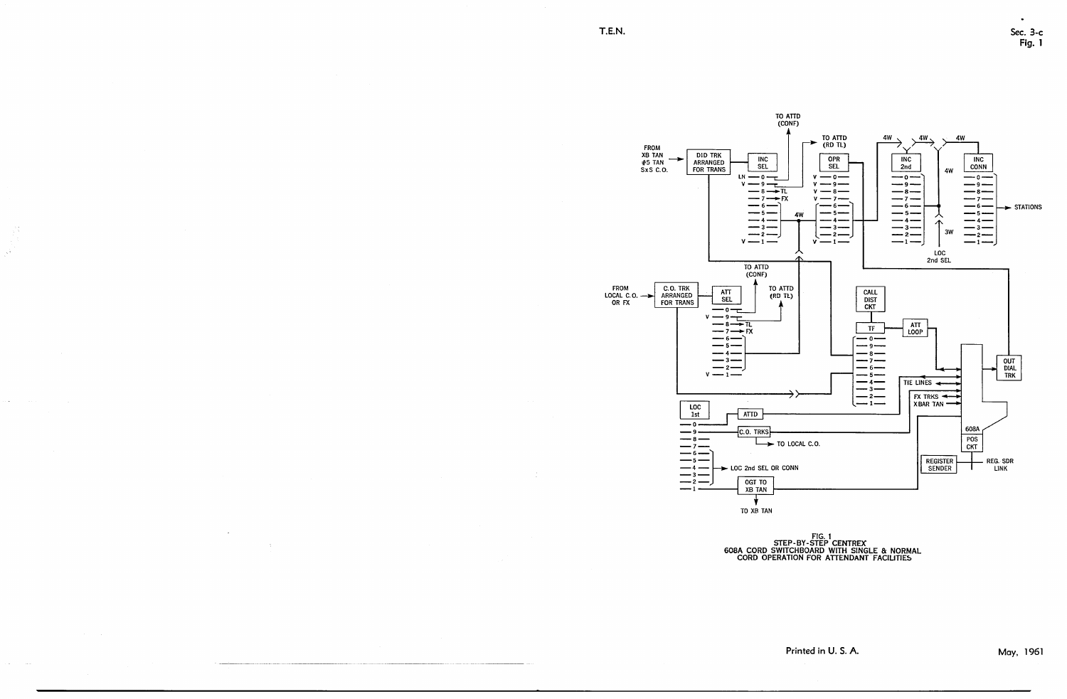FIG. 1
STEP-BY-STEP CENTREX
608A CORD SWITCHBOARD WITH SINGLE & NORMAL CORD OPERATION FOR ATTENDANT FACILITIES

Printed in U. S. A.

May, 1961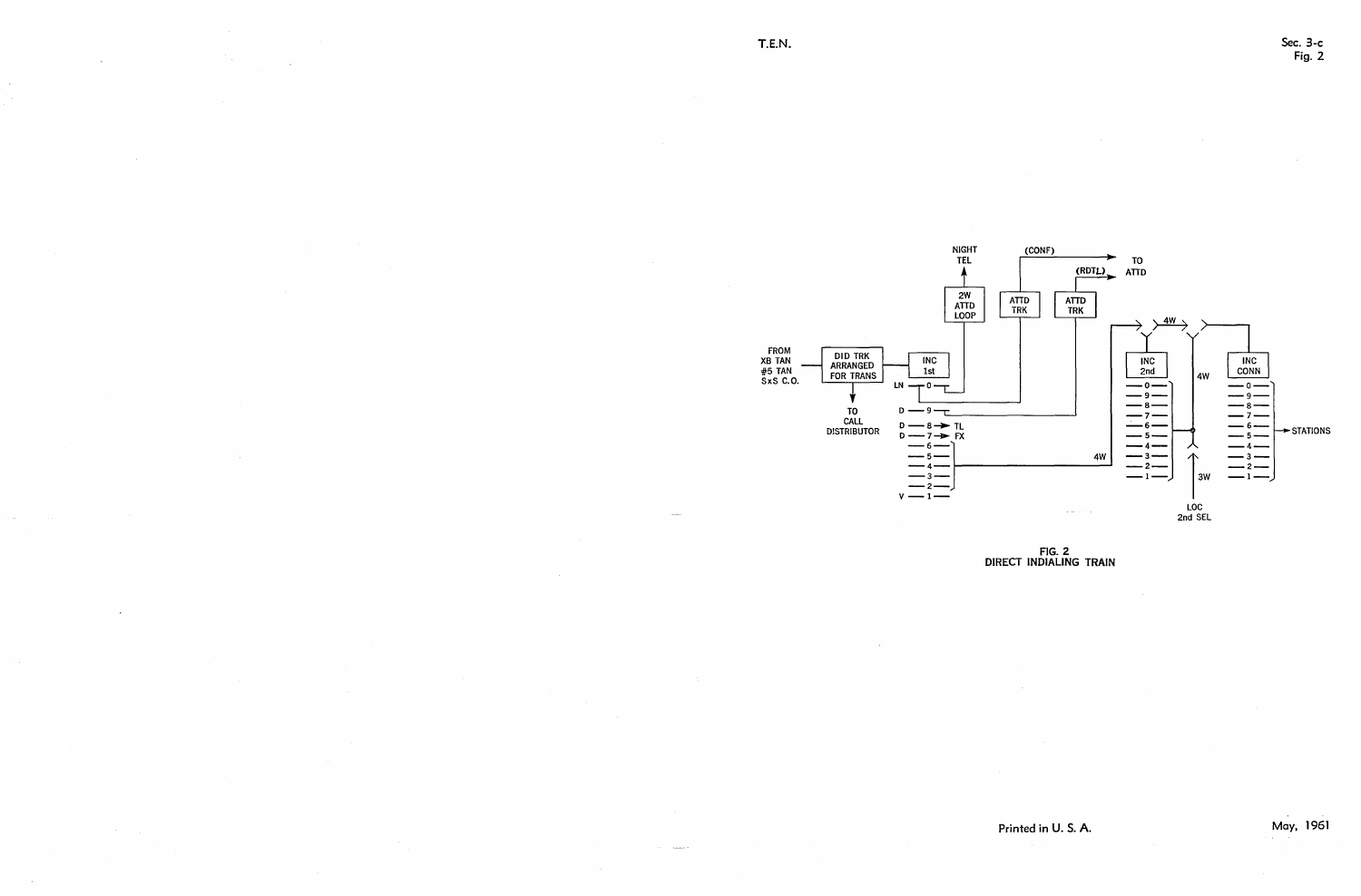FIG. 2
DIRECT INDIALING TRAIN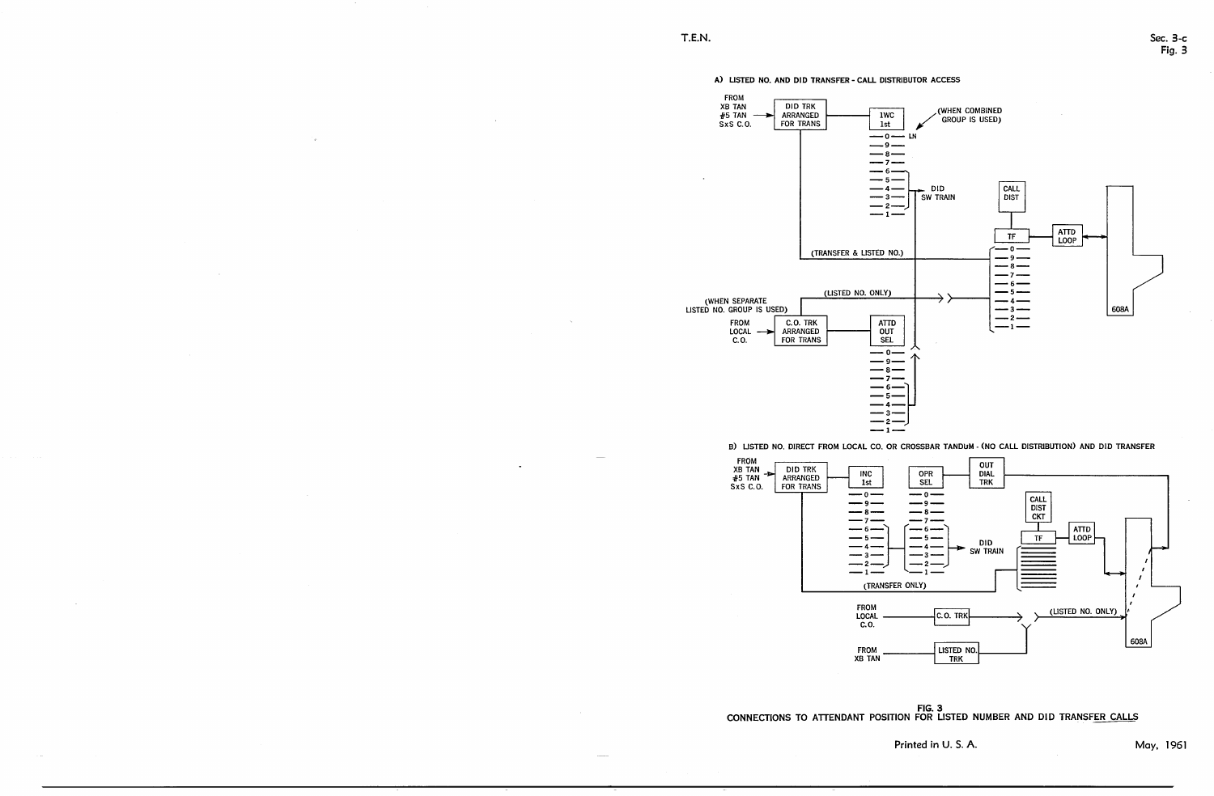A) LISTED NO. AND DID TRANSFER - CALL DISTRIBUTOR ACCESS

FROM XB TAN #5 TAN SxS C.O. → DID TRK ARRANGED FOR TRANS

1WC 1st

(WHEN COMBINED GROUP IS USED)

0 — LN
9
8
7
6
5
4
3
2
1

DID SW TRAIN

CALL DIST

TF

ATTD LOOP

608A

(TRANSFER & LISTED NO.)

(LISTED NO. ONLY)

(WHEN SEPARATE LISTED NO. GROUP IS USED)

FROM LOCAL C.O. → C.O. TRK ARRANGED FOR TRANS

ATTD OUT SEL

B) LISTED NO. DIRECT FROM LOCAL CO. OR CROSSBAR TANDUM - (NO CALL DISTRIBUTION) AND DID TRANSFER

FROM XB TAN #5 TAN SxS C.O. → DID TRK ARRANGED FOR TRANS

INC 1st

OPR SEL

OUT DIAL TRK

CALL DIST CKT

TF

ATTD LOOP

DID SW TRAIN

(TRANSFER ONLY)

FROM LOCAL C.O. — C.O. TRK

FROM XB TAN — LISTED NO. TRK

(LISTED NO. ONLY)

608A

FIG. 3
CONNECTIONS TO ATTENDANT POSITION FOR LISTED NUMBER AND DID TRANSFER CALLS

Printed in U. S. A.

May, 1961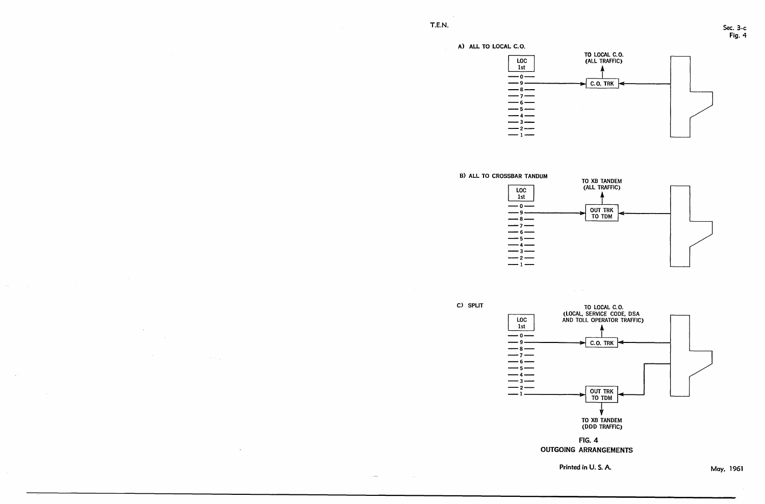A) ALL TO LOCAL C.O.

TO LOCAL C.O.
(ALL TRAFFIC)

LOC
1st

0
9
8
7
6
5
4
3
2
1

C.O. TRK

B) ALL TO CROSSBAR TANDUM

TO XB TANDEM
(ALL TRAFFIC)

LOC
1st

0
9
8
7
6
5
4
3
2
1

OUT TRK
TO TDM

C) SPLIT

TO LOCAL C.O.
(LOCAL, SERVICE CODE, DSA
AND TOLL OPERATOR TRAFFIC)

LOC
1st

0
9
8
7
6
5
4
3
2
1

C.O. TRK

OUT TRK
TO TDM

TO XB TANDEM
(DDD TRAFFIC)

FIG. 4
OUTGOING ARRANGEMENTS

Printed in U. S. A.

May, 1961